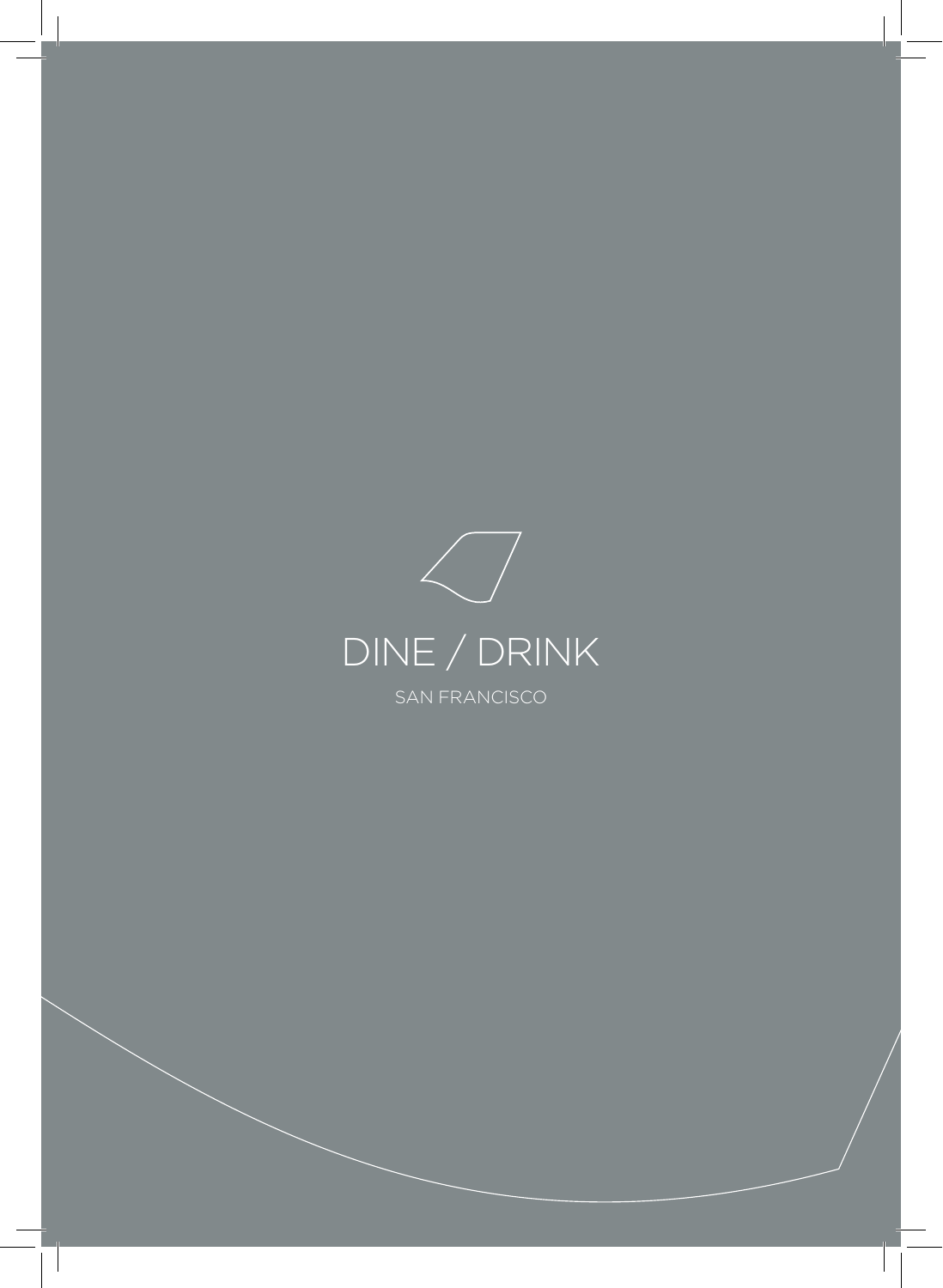# DINE / DRINK

SAN FRANCISCO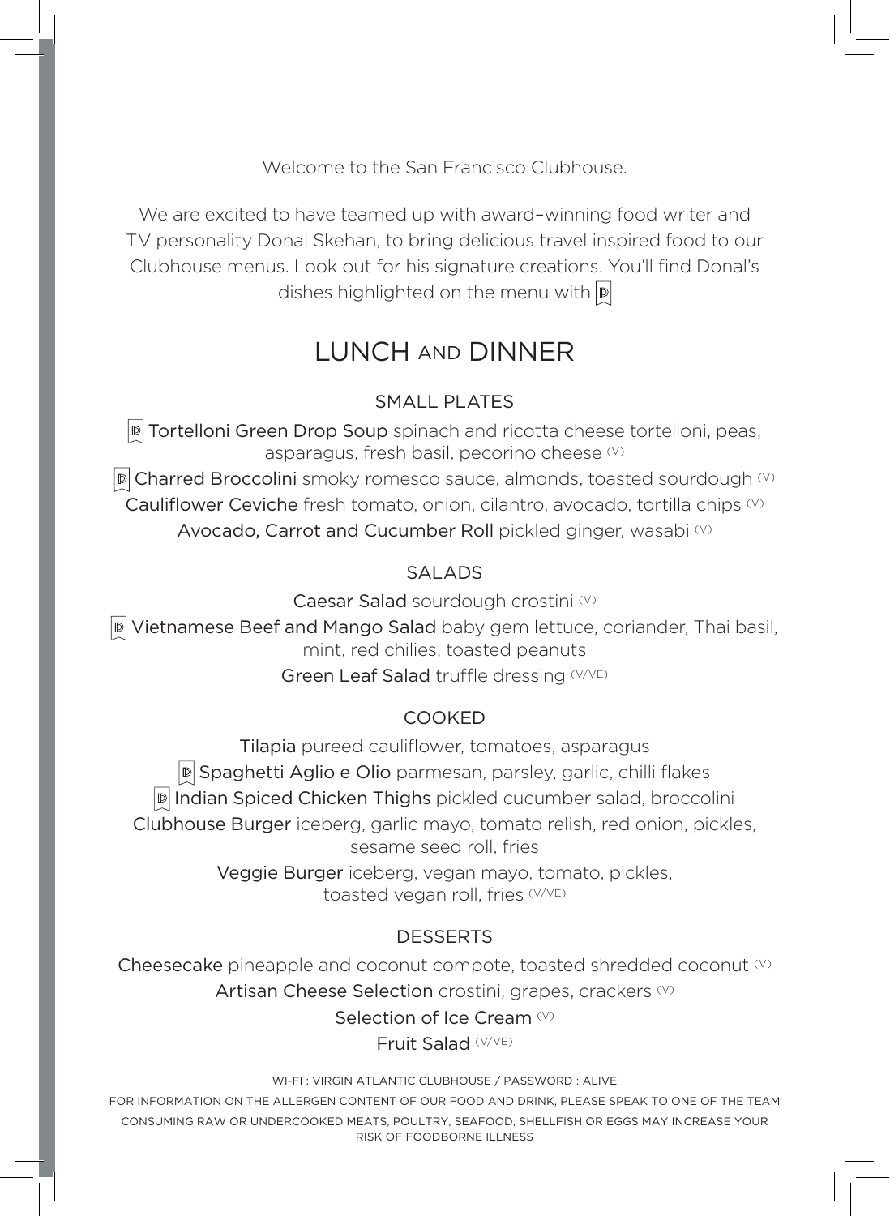Welcome to the San Francisco Clubhouse.

We are excited to have teamed up with award-winning food writer and TV personality Donal Skehan, to bring delicious travel inspired food to our Clubhouse menus. Look out for his signature creations. You'll find Donal's dishes highlighted on the menu with D

# LUNCH AND DINNER

## SMALL PLATES

D **Tortelloni Green Drop Soup** spinach and ricotta cheese tortelloni, peas, asparagus, fresh basil, pecorino cheese (V)

D **Charred Broccolini** smoky romesco sauce, almonds, toasted sourdough (V)

**Cauliflower Ceviche** fresh tomato, onion, cilantro, avocado, tortilla chips (V)

**Avocado, Carrot and Cucumber Roll** pickled ginger, wasabi (V)

## SALADS

**Caesar Salad** sourdough crostini (V)

D **Vietnamese Beef and Mango Salad** baby gem lettuce, coriander, Thai basil, mint, red chilies, toasted peanuts

**Green Leaf Salad** truffle dressing (V/VE)

## COOKED

**Tilapia** pureed cauliflower, tomatoes, asparagus

D **Spaghetti Aglio e Olio** parmesan, parsley, garlic, chilli flakes

D **Indian Spiced Chicken Thighs** pickled cucumber salad, broccolini

**Clubhouse Burger** iceberg, garlic mayo, tomato relish, red onion, pickles, sesame seed roll, fries

**Veggie Burger** iceberg, vegan mayo, tomato, pickles, toasted vegan roll, fries (V/VE)

## DESSERTS

**Cheesecake** pineapple and coconut compote, toasted shredded coconut (V)

**Artisan Cheese Selection** crostini, grapes, crackers (V)

**Selection of Ice Cream** (V)

**Fruit Salad** (V/VE)

WI-FI : VIRGIN ATLANTIC CLUBHOUSE / PASSWORD : ALIVE

FOR INFORMATION ON THE ALLERGEN CONTENT OF OUR FOOD AND DRINK, PLEASE SPEAK TO ONE OF THE TEAM

CONSUMING RAW OR UNDERCOOKED MEATS, POULTRY, SEAFOOD, SHELLFISH OR EGGS MAY INCREASE YOUR RISK OF FOODBORNE ILLNESS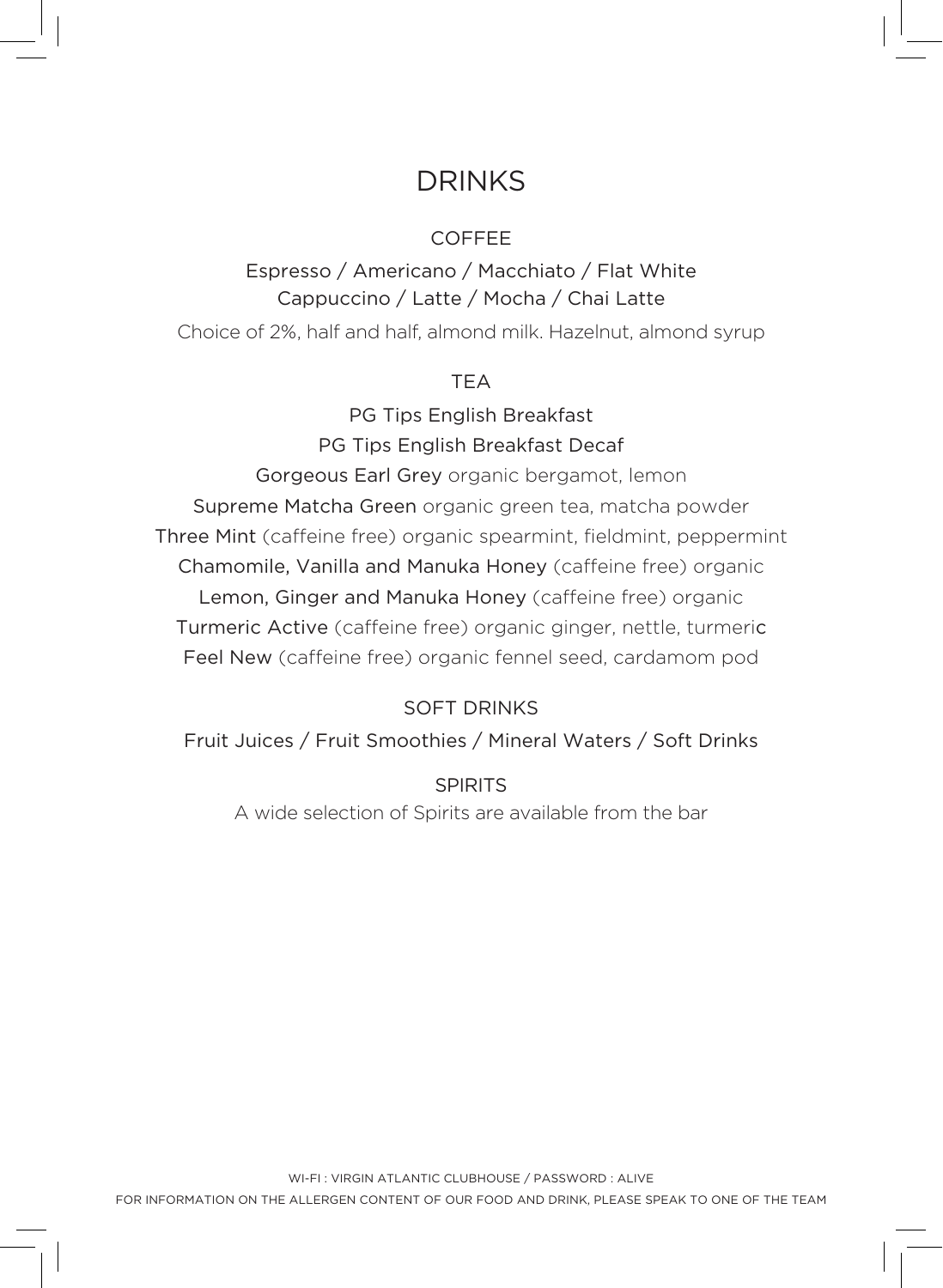# DRINKS

## COFFEE

Espresso / Americano / Macchiato / Flat White
Cappuccino / Latte / Mocha / Chai Latte

Choice of 2%, half and half, almond milk. Hazelnut, almond syrup

## TEA

PG Tips English Breakfast

PG Tips English Breakfast Decaf

Gorgeous Earl Grey organic bergamot, lemon

Supreme Matcha Green organic green tea, matcha powder

Three Mint (caffeine free) organic spearmint, fieldmint, peppermint

Chamomile, Vanilla and Manuka Honey (caffeine free) organic

Lemon, Ginger and Manuka Honey (caffeine free) organic

Turmeric Active (caffeine free) organic ginger, nettle, turmeric

Feel New (caffeine free) organic fennel seed, cardamom pod

## SOFT DRINKS

Fruit Juices / Fruit Smoothies / Mineral Waters / Soft Drinks

## SPIRITS

A wide selection of Spirits are available from the bar

WI-FI : VIRGIN ATLANTIC CLUBHOUSE / PASSWORD : ALIVE

FOR INFORMATION ON THE ALLERGEN CONTENT OF OUR FOOD AND DRINK, PLEASE SPEAK TO ONE OF THE TEAM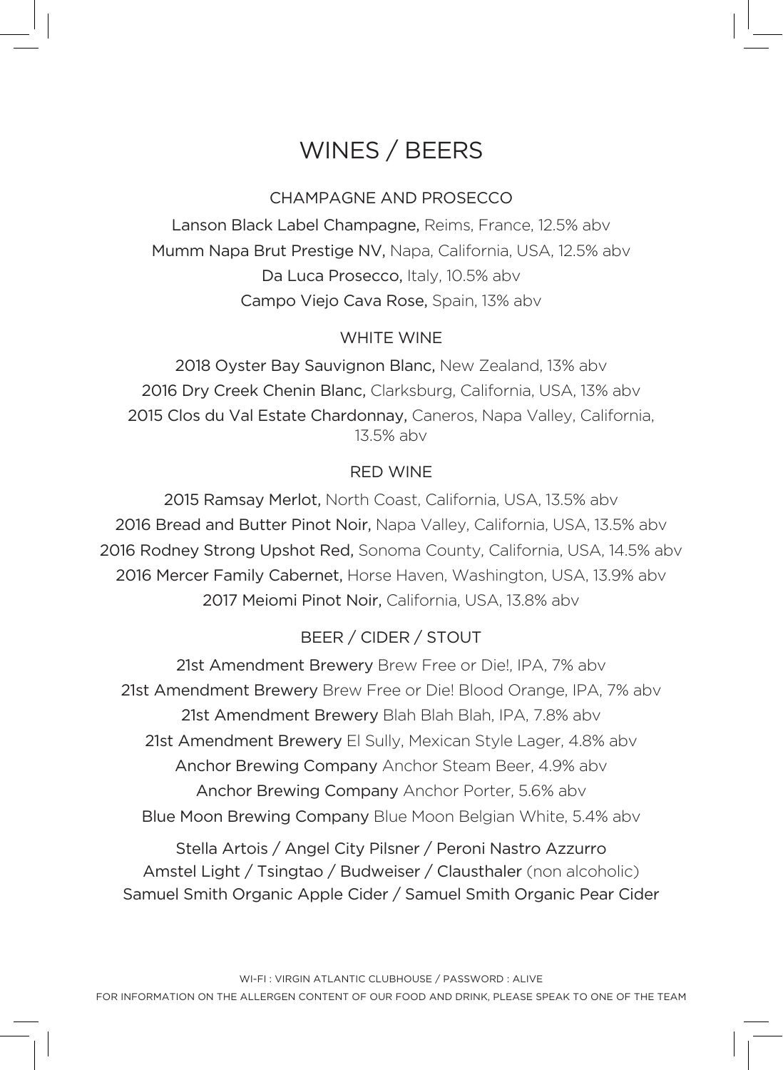# WINES / BEERS

## CHAMPAGNE AND PROSECCO

Lanson Black Label Champagne, Reims, France, 12.5% abv

Mumm Napa Brut Prestige NV, Napa, California, USA, 12.5% abv

Da Luca Prosecco, Italy, 10.5% abv

Campo Viejo Cava Rose, Spain, 13% abv

## WHITE WINE

2018 Oyster Bay Sauvignon Blanc, New Zealand, 13% abv

2016 Dry Creek Chenin Blanc, Clarksburg, California, USA, 13% abv

2015 Clos du Val Estate Chardonnay, Caneros, Napa Valley, California, 13.5% abv

## RED WINE

2015 Ramsay Merlot, North Coast, California, USA, 13.5% abv

2016 Bread and Butter Pinot Noir, Napa Valley, California, USA, 13.5% abv

2016 Rodney Strong Upshot Red, Sonoma County, California, USA, 14.5% abv

2016 Mercer Family Cabernet, Horse Haven, Washington, USA, 13.9% abv

2017 Meiomi Pinot Noir, California, USA, 13.8% abv

## BEER / CIDER / STOUT

21st Amendment Brewery Brew Free or Die!, IPA, 7% abv

21st Amendment Brewery Brew Free or Die! Blood Orange, IPA, 7% abv

21st Amendment Brewery Blah Blah Blah, IPA, 7.8% abv

21st Amendment Brewery El Sully, Mexican Style Lager, 4.8% abv

Anchor Brewing Company Anchor Steam Beer, 4.9% abv

Anchor Brewing Company Anchor Porter, 5.6% abv

Blue Moon Brewing Company Blue Moon Belgian White, 5.4% abv

Stella Artois / Angel City Pilsner / Peroni Nastro Azzurro
Amstel Light / Tsingtao / Budweiser / Clausthaler (non alcoholic)
Samuel Smith Organic Apple Cider / Samuel Smith Organic Pear Cider

WI-FI : VIRGIN ATLANTIC CLUBHOUSE / PASSWORD : ALIVE

FOR INFORMATION ON THE ALLERGEN CONTENT OF OUR FOOD AND DRINK, PLEASE SPEAK TO ONE OF THE TEAM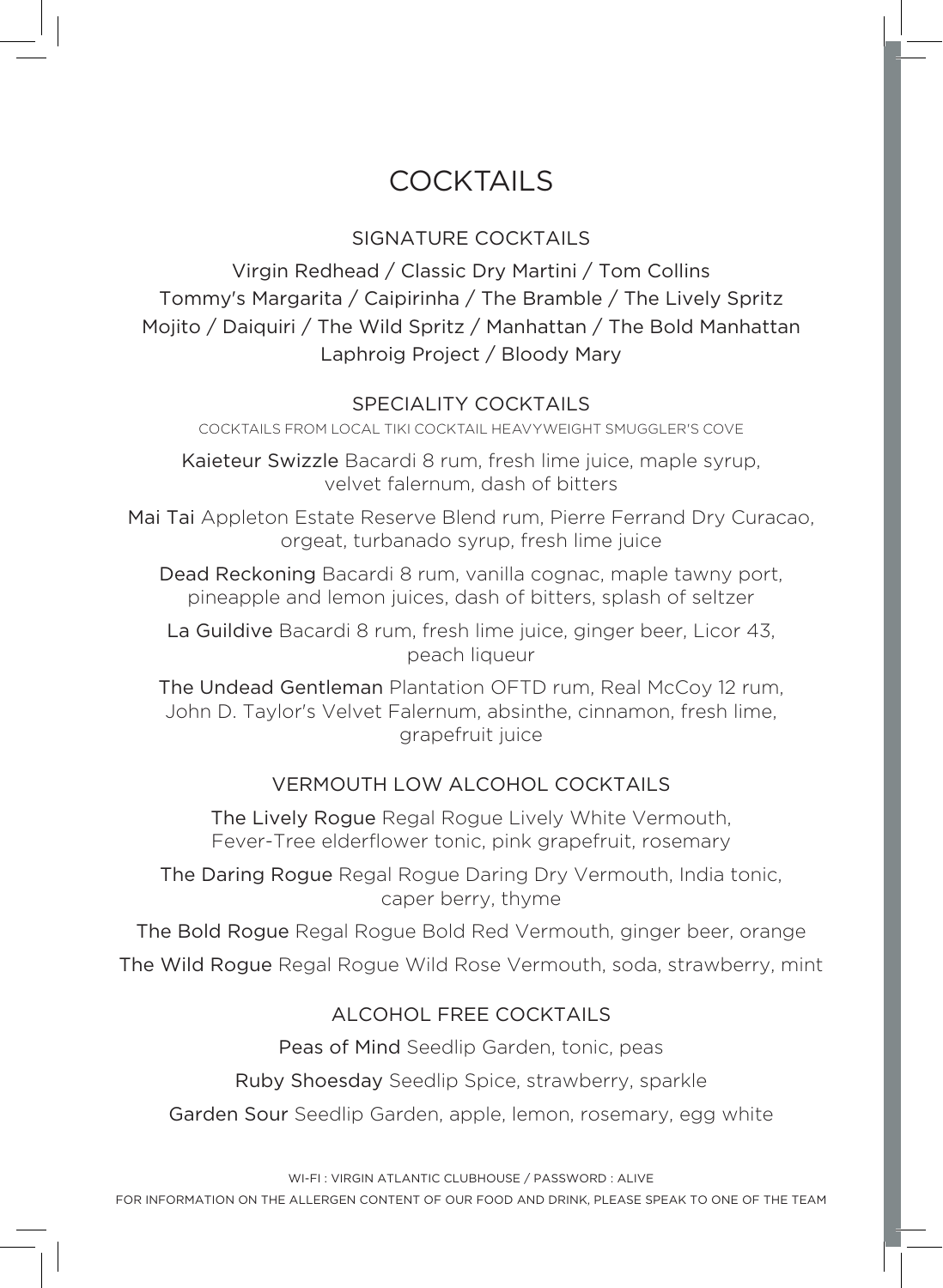# COCKTAILS

## SIGNATURE COCKTAILS

Virgin Redhead / Classic Dry Martini / Tom Collins
Tommy's Margarita / Caipirinha / The Bramble / The Lively Spritz
Mojito / Daiquiri / The Wild Spritz / Manhattan / The Bold Manhattan
Laphroig Project / Bloody Mary

## SPECIALITY COCKTAILS

COCKTAILS FROM LOCAL TIKI COCKTAIL HEAVYWEIGHT SMUGGLER'S COVE

**Kaieteur Swizzle** Bacardi 8 rum, fresh lime juice, maple syrup, velvet falernum, dash of bitters

**Mai Tai** Appleton Estate Reserve Blend rum, Pierre Ferrand Dry Curacao, orgeat, turbanado syrup, fresh lime juice

**Dead Reckoning** Bacardi 8 rum, vanilla cognac, maple tawny port, pineapple and lemon juices, dash of bitters, splash of seltzer

**La Guildive** Bacardi 8 rum, fresh lime juice, ginger beer, Licor 43, peach liqueur

**The Undead Gentleman** Plantation OFTD rum, Real McCoy 12 rum, John D. Taylor's Velvet Falernum, absinthe, cinnamon, fresh lime, grapefruit juice

## VERMOUTH LOW ALCOHOL COCKTAILS

**The Lively Rogue** Regal Rogue Lively White Vermouth, Fever-Tree elderflower tonic, pink grapefruit, rosemary

**The Daring Rogue** Regal Rogue Daring Dry Vermouth, India tonic, caper berry, thyme

**The Bold Rogue** Regal Rogue Bold Red Vermouth, ginger beer, orange

**The Wild Rogue** Regal Rogue Wild Rose Vermouth, soda, strawberry, mint

## ALCOHOL FREE COCKTAILS

**Peas of Mind** Seedlip Garden, tonic, peas

**Ruby Shoesday** Seedlip Spice, strawberry, sparkle

**Garden Sour** Seedlip Garden, apple, lemon, rosemary, egg white

WI-FI : VIRGIN ATLANTIC CLUBHOUSE / PASSWORD : ALIVE

FOR INFORMATION ON THE ALLERGEN CONTENT OF OUR FOOD AND DRINK, PLEASE SPEAK TO ONE OF THE TEAM